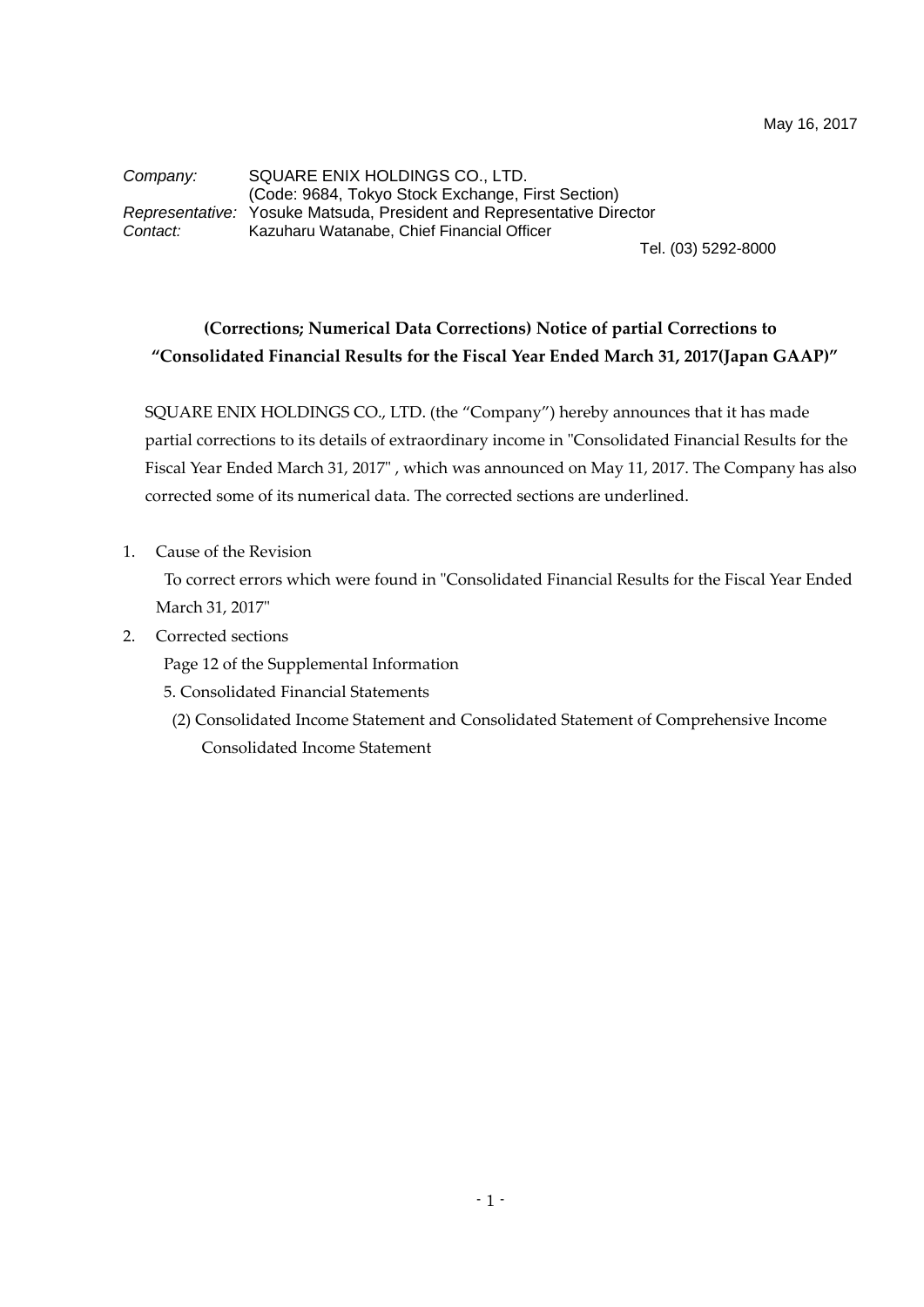May 16, 2017

*Company:* SQUARE ENIX HOLDINGS CO., LTD.
(Code: 9684, Tokyo Stock Exchange, First Section)
*Representative:* Yosuke Matsuda, President and Representative Director
*Contact:* Kazuharu Watanabe, Chief Financial Officer
Tel. (03) 5292-8000

## (Corrections; Numerical Data Corrections) Notice of partial Corrections to "Consolidated Financial Results for the Fiscal Year Ended March 31, 2017(Japan GAAP)"

SQUARE ENIX HOLDINGS CO., LTD. (the "Company") hereby announces that it has made partial corrections to its details of extraordinary income in "Consolidated Financial Results for the Fiscal Year Ended March 31, 2017" , which was announced on May 11, 2017. The Company has also corrected some of its numerical data. The corrected sections are underlined.

1. Cause of the Revision

   To correct errors which were found in "Consolidated Financial Results for the Fiscal Year Ended March 31, 2017"

2. Corrected sections

   Page 12 of the Supplemental Information

   5. Consolidated Financial Statements

   (2) Consolidated Income Statement and Consolidated Statement of Comprehensive Income

   Consolidated Income Statement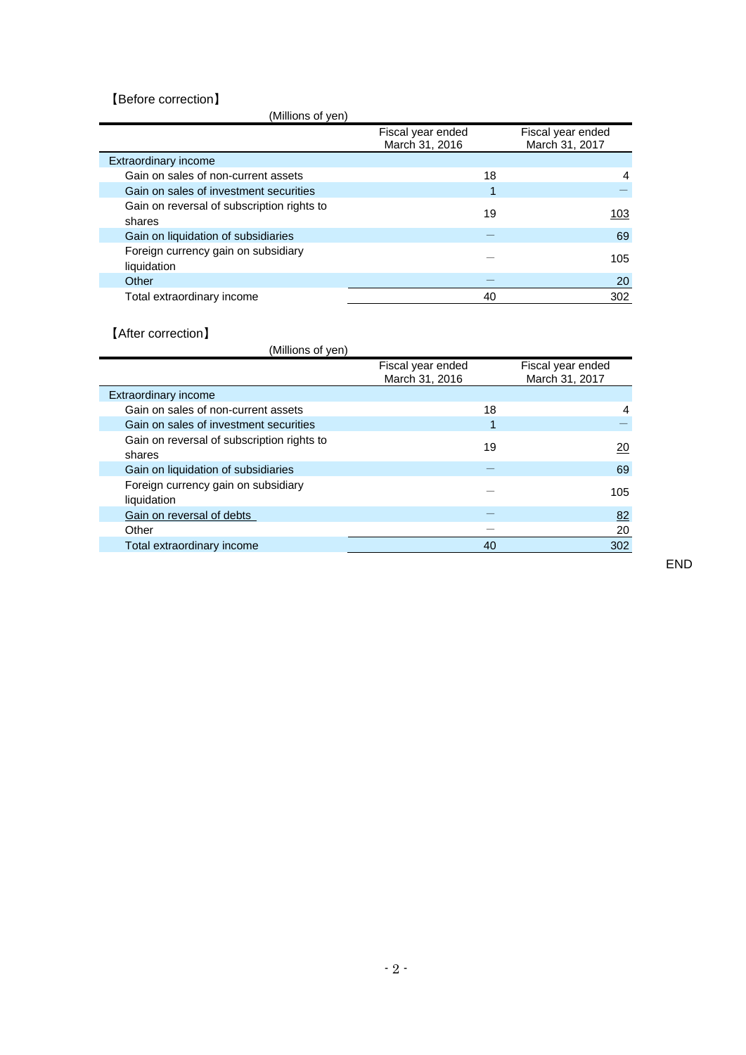【Before correction】

(Millions of yen)

| | Fiscal year ended March 31, 2016 | Fiscal year ended March 31, 2017 |
|---|---|---|
| Extraordinary income | | |
| Gain on sales of non-current assets | 18 | 4 |
| Gain on sales of investment securities | 1 | ― |
| Gain on reversal of subscription rights to shares | 19 | 103 |
| Gain on liquidation of subsidiaries | ― | 69 |
| Foreign currency gain on subsidiary liquidation | ― | 105 |
| Other | ― | 20 |
| Total extraordinary income | 40 | 302 |

【After correction】

(Millions of yen)

| | Fiscal year ended March 31, 2016 | Fiscal year ended March 31, 2017 |
|---|---|---|
| Extraordinary income | | |
| Gain on sales of non-current assets | 18 | 4 |
| Gain on sales of investment securities | 1 | ― |
| Gain on reversal of subscription rights to shares | 19 | 20 |
| Gain on liquidation of subsidiaries | ― | 69 |
| Foreign currency gain on subsidiary liquidation | ― | 105 |
| Gain on reversal of debts | ― | 82 |
| Other | ― | 20 |
| Total extraordinary income | 40 | 302 |

END